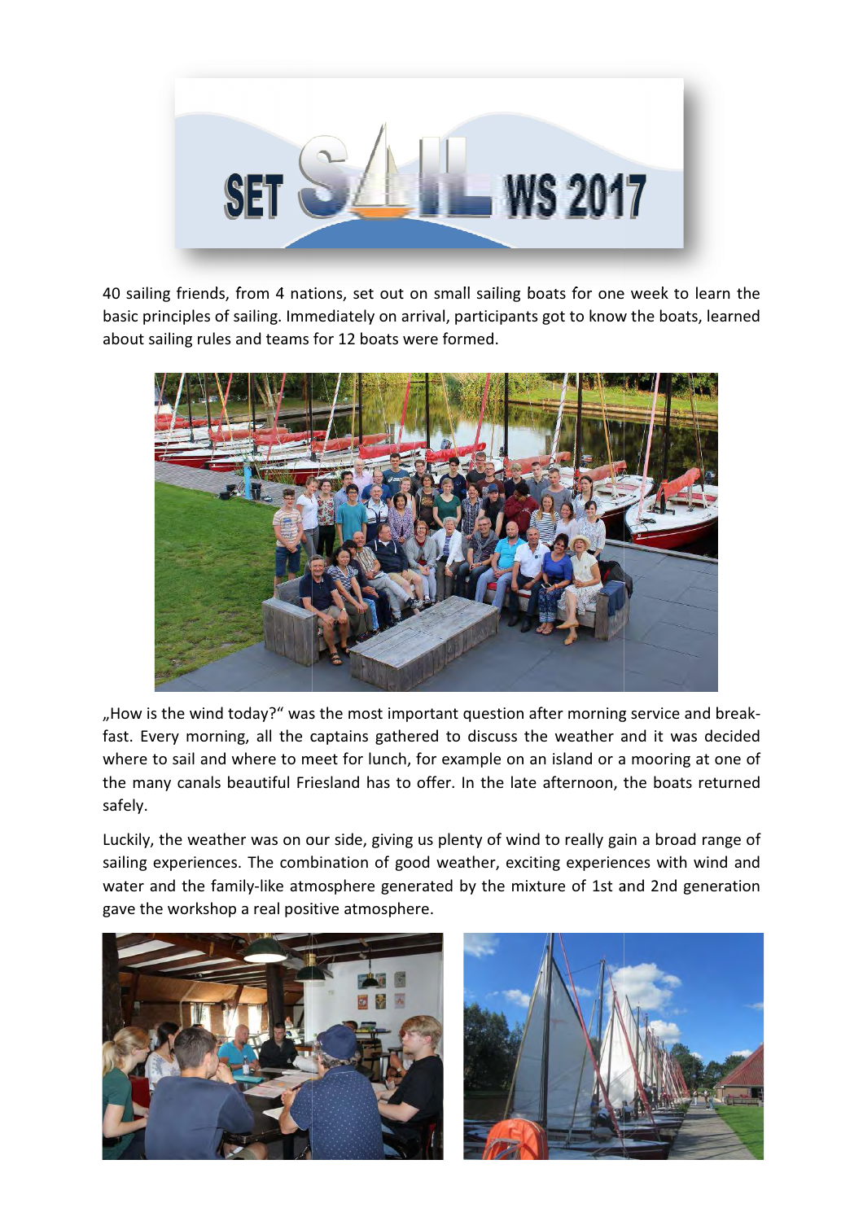# SET SAIL WS 2017

40 sailing friends, from 4 nations, set out on small sailing boats for one week to learn the basic principles of sailing. Immediately on arrival, participants got to know the boats, learned about sailing rules and teams for 12 boats were formed.

„How is the wind today?" was the most important question after morning service and breakfast. Every morning, all the captains gathered to discuss the weather and it was decided where to sail and where to meet for lunch, for example on an island or a mooring at one of the many canals beautiful Friesland has to offer. In the late afternoon, the boats returned safely.

Luckily, the weather was on our side, giving us plenty of wind to really gain a broad range of sailing experiences. The combination of good weather, exciting experiences with wind and water and the family-like atmosphere generated by the mixture of 1st and 2nd generation gave the workshop a real positive atmosphere.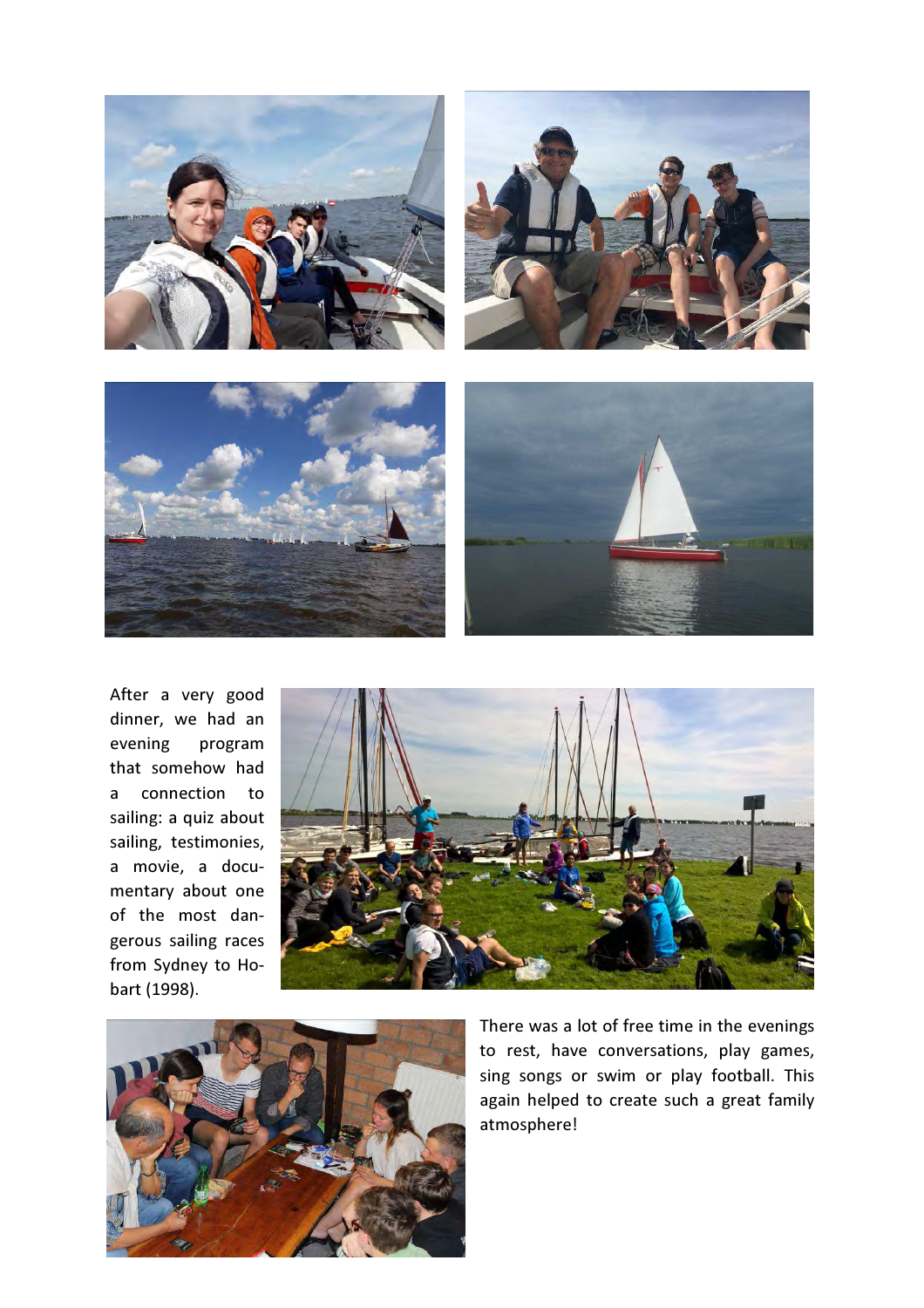After a very good dinner, we had an evening program that somehow had a connection to sailing: a quiz about sailing, testimonies, a movie, a documentary about one of the most dangerous sailing races from Sydney to Hobart (1998).

There was a lot of free time in the evenings to rest, have conversations, play games, sing songs or swim or play football. This again helped to create such a great family atmosphere!